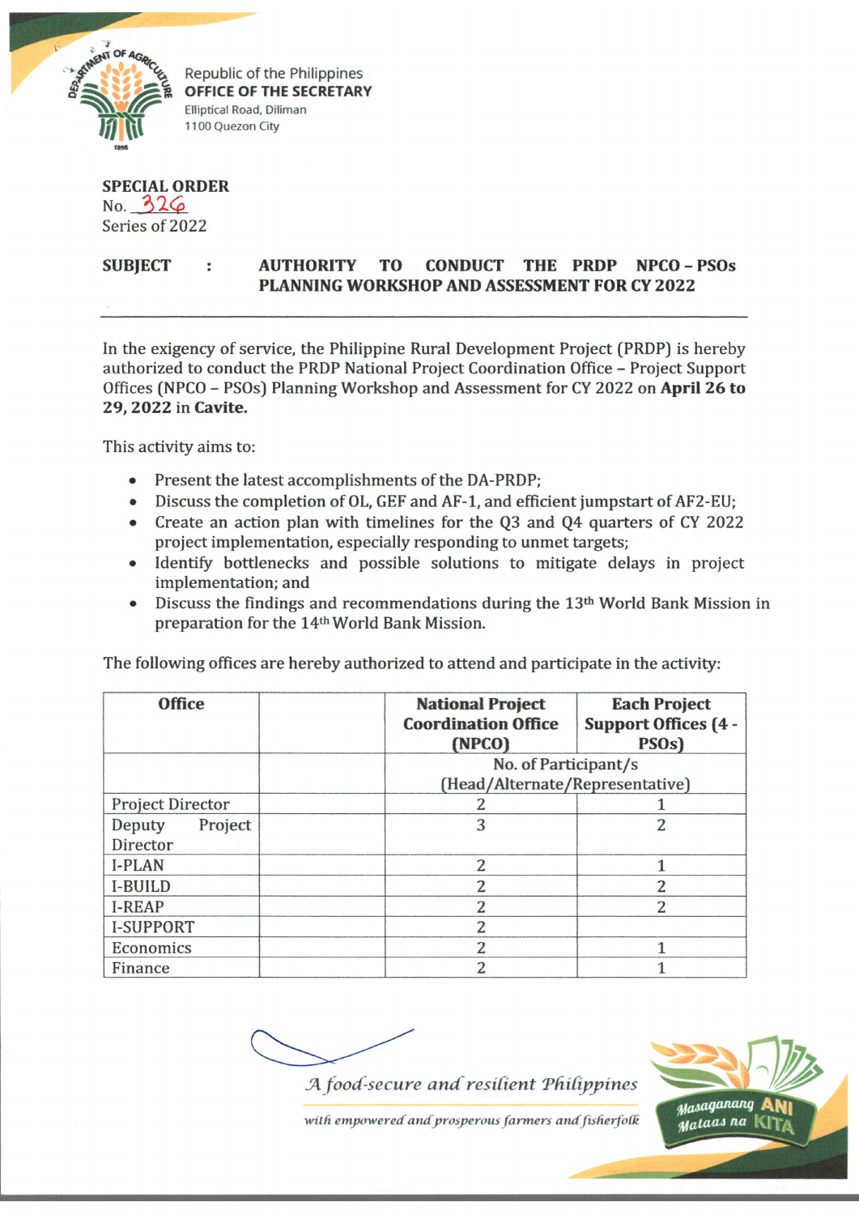Republic of the Philippines
**OFFICE OF THE SECRETARY**
Elliptical Road, Diliman
1100 Quezon City

**SPECIAL ORDER**
No. 326
Series of 2022

**SUBJECT : AUTHORITY TO CONDUCT THE PRDP NPCO – PSOs PLANNING WORKSHOP AND ASSESSMENT FOR CY 2022**

---

In the exigency of service, the Philippine Rural Development Project (PRDP) is hereby authorized to conduct the PRDP National Project Coordination Office – Project Support Offices (NPCO – PSOs) Planning Workshop and Assessment for CY 2022 on **April 26 to 29, 2022** in **Cavite.**

This activity aims to:

- Present the latest accomplishments of the DA-PRDP;
- Discuss the completion of OL, GEF and AF-1, and efficient jumpstart of AF2-EU;
- Create an action plan with timelines for the Q3 and Q4 quarters of CY 2022 project implementation, especially responding to unmet targets;
- Identify bottlenecks and possible solutions to mitigate delays in project implementation; and
- Discuss the findings and recommendations during the 13th World Bank Mission in preparation for the 14th World Bank Mission.

The following offices are hereby authorized to attend and participate in the activity:

| **Office** | | **National Project Coordination Office (NPCO)** | **Each Project Support Offices (4 - PSOs)** |
|---|---|---|---|
| | | No. of Participant/s (Head/Alternate/Representative) | |
| Project Director | | 2 | 1 |
| Deputy Project Director | | 3 | 2 |
| I-PLAN | | 2 | 1 |
| I-BUILD | | 2 | 2 |
| I-REAP | | 2 | 2 |
| I-SUPPORT | | 2 | |
| Economics | | 2 | 1 |
| Finance | | 2 | 1 |

*A food-secure and resilient Philippines*

*with empowered and prosperous farmers and fisherfolk*

Masaganang ANI Mataas na KITA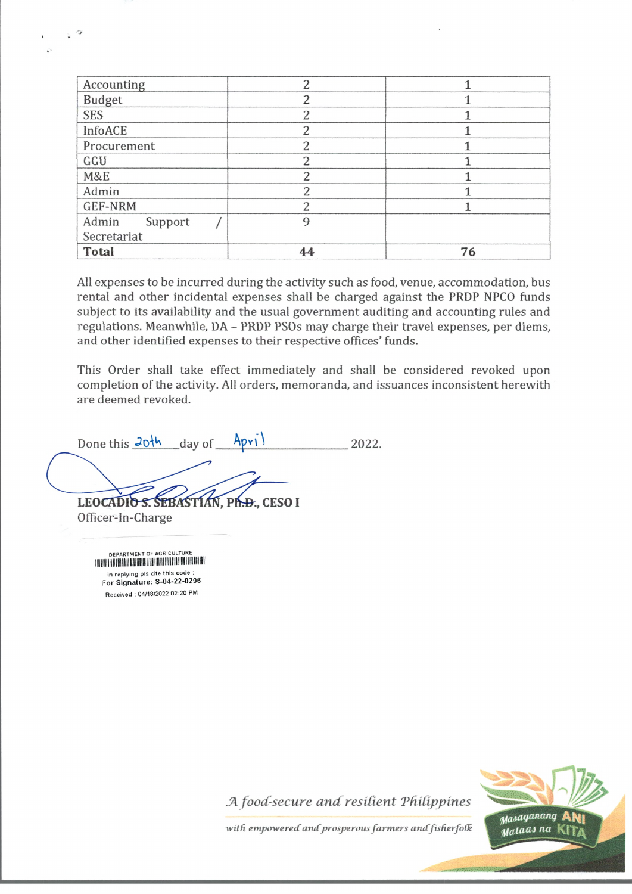| | | |
|---|---|---|
| Accounting | 2 | 1 |
| Budget | 2 | 1 |
| SES | 2 | 1 |
| InfoACE | 2 | 1 |
| Procurement | 2 | 1 |
| GGU | 2 | 1 |
| M&E | 2 | 1 |
| Admin | 2 | 1 |
| GEF-NRM | 2 | 1 |
| Admin Support / Secretariat | 9 | |
| **Total** | **44** | **76** |

All expenses to be incurred during the activity such as food, venue, accommodation, bus rental and other incidental expenses shall be charged against the PRDP NPCO funds subject to its availability and the usual government auditing and accounting rules and regulations. Meanwhile, DA – PRDP PSOs may charge their travel expenses, per diems, and other identified expenses to their respective offices' funds.

This Order shall take effect immediately and shall be considered revoked upon completion of the activity. All orders, memoranda, and issuances inconsistent herewith are deemed revoked.

Done this 20th day of April 2022.

**LEOCADIO S. SEBASTIAN, Ph.D., CESO I**
Officer-In-Charge

DEPARTMENT OF AGRICULTURE
in replying pls cite this code :
For Signature: S-04-22-0296
Received : 04/18/2022 02:20 PM

*A food-secure and resilient Philippines with empowered and prosperous farmers and fisherfolk*

Masaganang ANI Mataas na KITA